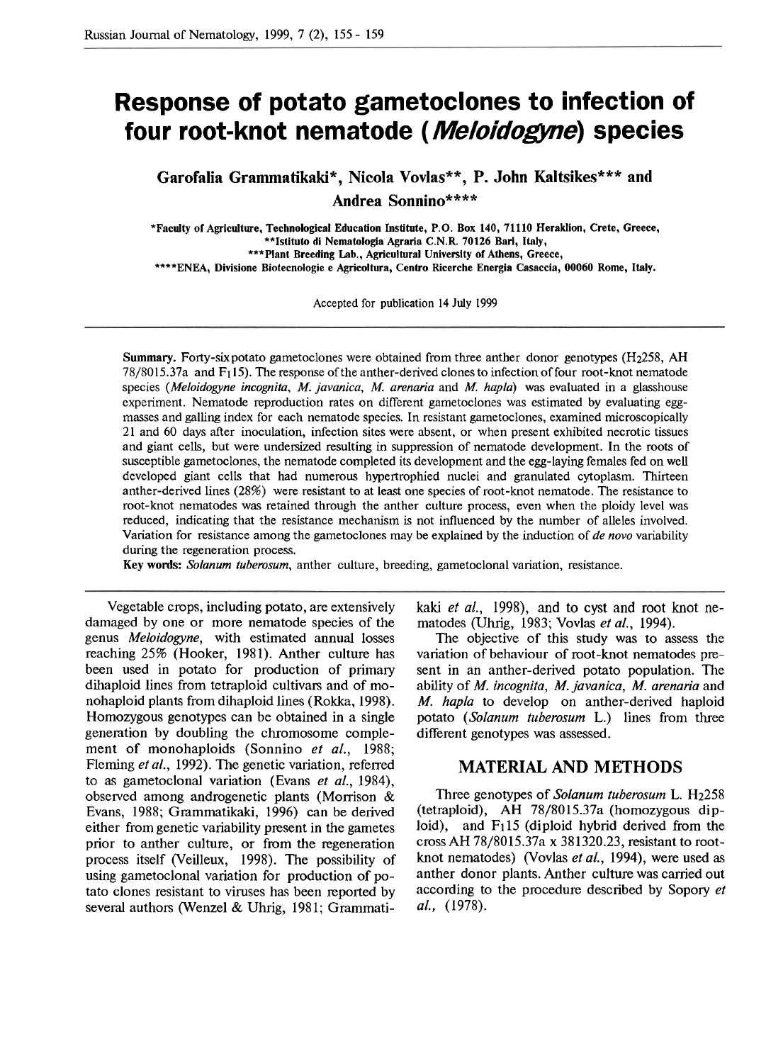# Response of potato gametoclones to infection of four root-knot nematode (*Meloidogyne*) species

**Garofalia Grammatikaki\*, Nicola Vovlas\*\*, P. John Kaltsikes\*\*\* and Andrea Sonnino\*\*\*\***

\*Faculty of Agriculture, Technological Education Institute, P.O. Box 140, 71110 Heraklion, Crete, Greece,
\*\*Istituto di Nematologia Agraria C.N.R. 70126 Bari, Italy,
\*\*\*Plant Breeding Lab., Agricultural University of Athens, Greece,
\*\*\*\*ENEA, Divisione Biotecnologie e Agricoltura, Centro Ricerche Energia Casaccia, 00060 Rome, Italy.

Accepted for publication 14 July 1999

**Summary.** Forty-six potato gametoclones were obtained from three anther donor genotypes ($H_2258$, AH 78/8015.37a and $F_115$). The response of the anther-derived clones to infection of four root-knot nematode species (*Meloidogyne incognita*, *M. javanica*, *M. arenaria* and *M. hapla*) was evaluated in a glasshouse experiment. Nematode reproduction rates on different gametoclones was estimated by evaluating egg-masses and galling index for each nematode species. In resistant gametoclones, examined microscopically 21 and 60 days after inoculation, infection sites were absent, or when present exhibited necrotic tissues and giant cells, but were undersized resulting in suppression of nematode development. In the roots of susceptible gametoclones, the nematode completed its development and the egg-laying females fed on well developed giant cells that had numerous hypertrophied nuclei and granulated cytoplasm. Thirteen anther-derived lines (28%) were resistant to at least one species of root-knot nematode. The resistance to root-knot nematodes was retained through the anther culture process, even when the ploidy level was reduced, indicating that the resistance mechanism is not influenced by the number of alleles involved. Variation for resistance among the gametoclones may be explained by the induction of *de novo* variability during the regeneration process.

**Key words:** *Solanum tuberosum*, anther culture, breeding, gametoclonal variation, resistance.

Vegetable crops, including potato, are extensively damaged by one or more nematode species of the genus *Meloidogyne*, with estimated annual losses reaching 25% (Hooker, 1981). Anther culture has been used in potato for production of primary dihaploid lines from tetraploid cultivars and of monohaploid plants from dihaploid lines (Rokka, 1998). Homozygous genotypes can be obtained in a single generation by doubling the chromosome complement of monohaploids (Sonnino *et al.*, 1988; Fleming *et al.*, 1992). The genetic variation, referred to as gametoclonal variation (Evans *et al.*, 1984), observed among androgenetic plants (Morrison & Evans, 1988; Grammatikaki, 1996) can be derived either from genetic variability present in the gametes prior to anther culture, or from the regeneration process itself (Veilleux, 1998). The possibility of using gametoclonal variation for production of potato clones resistant to viruses has been reported by several authors (Wenzel & Uhrig, 1981; Grammatikaki *et al.*, 1998), and to cyst and root knot nematodes (Uhrig, 1983; Vovlas *et al.*, 1994).

The objective of this study was to assess the variation of behaviour of root-knot nematodes present in an anther-derived potato population. The ability of *M. incognita*, *M. javanica*, *M. arenaria* and *M. hapla* to develop on anther-derived haploid potato (*Solanum tuberosum* L.) lines from three different genotypes was assessed.

## MATERIAL AND METHODS

Three genotypes of *Solanum tuberosum* L. $H_2258$ (tetraploid), AH 78/8015.37a (homozygous diploid), and $F_115$ (diploid hybrid derived from the cross AH 78/8015.37a x 381320.23, resistant to root-knot nematodes) (Vovlas *et al.*, 1994), were used as anther donor plants. Anther culture was carried out according to the procedure described by Sopory *et al.*, (1978).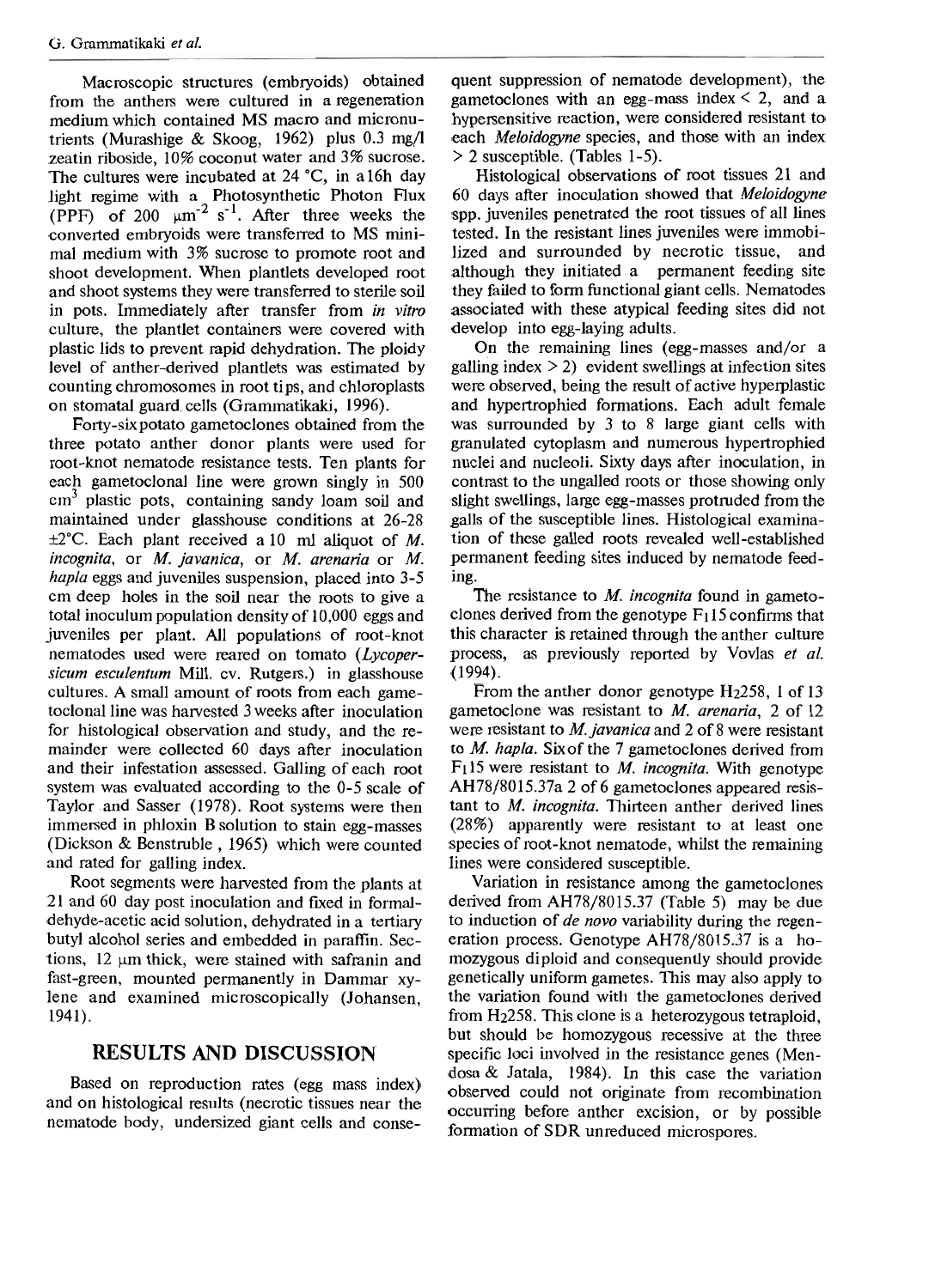Macroscopic structures (embryoids) obtained from the anthers were cultured in a regeneration medium which contained MS macro and micronutrients (Murashige & Skoog, 1962) plus 0.3 mg/l zeatin riboside, 10% coconut water and 3% sucrose. The cultures were incubated at 24 °C, in a 16h day light regime with a Photosynthetic Photon Flux (PPF) of 200 $\mu m^{-2}$ $s^{-1}$. After three weeks the converted embryoids were transferred to MS minimal medium with 3% sucrose to promote root and shoot development. When plantlets developed root and shoot systems they were transferred to sterile soil in pots. Immediately after transfer from *in vitro* culture, the plantlet containers were covered with plastic lids to prevent rapid dehydration. The ploidy level of anther-derived plantlets was estimated by counting chromosomes in root tips, and chloroplasts on stomatal guard cells (Grammatikaki, 1996).

Forty-six potato gametoclones obtained from the three potato anther donor plants were used for root-knot nematode resistance tests. Ten plants for each gametoclonal line were grown singly in 500 $cm^3$ plastic pots, containing sandy loam soil and maintained under glasshouse conditions at 26-28 ±2°C. Each plant received a 10 ml aliquot of *M. incognita*, or *M. javanica*, or *M. arenaria* or *M. hapla* eggs and juveniles suspension, placed into 3-5 cm deep holes in the soil near the roots to give a total inoculum population density of 10,000 eggs and juveniles per plant. All populations of root-knot nematodes used were reared on tomato (*Lycopersicum esculentum* Mill. cv. Rutgers.) in glasshouse cultures. A small amount of roots from each gametoclonal line was harvested 3 weeks after inoculation for histological observation and study, and the remainder were collected 60 days after inoculation and their infestation assessed. Galling of each root system was evaluated according to the 0-5 scale of Taylor and Sasser (1978). Root systems were then immersed in phloxin B solution to stain egg-masses (Dickson & Benstruble , 1965) which were counted and rated for galling index.

Root segments were harvested from the plants at 21 and 60 day post inoculation and fixed in formal-dehyde-acetic acid solution, dehydrated in a tertiary butyl alcohol series and embedded in paraffin. Sections, 12 µm thick, were stained with safranin and fast-green, mounted permanently in Dammar xylene and examined microscopically (Johansen, 1941).

## RESULTS AND DISCUSSION

Based on reproduction rates (egg mass index) and on histological results (necrotic tissues near the nematode body, undersized giant cells and consequent suppression of nematode development), the gametoclones with an egg-mass index < 2, and a hypersensitive reaction, were considered resistant to each *Meloidogyne* species, and those with an index > 2 susceptible. (Tables 1-5).

Histological observations of root tissues 21 and 60 days after inoculation showed that *Meloidogyne* spp. juveniles penetrated the root tissues of all lines tested. In the resistant lines juveniles were immobilized and surrounded by necrotic tissue, and although they initiated a permanent feeding site they failed to form functional giant cells. Nematodes associated with these atypical feeding sites did not develop into egg-laying adults.

On the remaining lines (egg-masses and/or a galling index > 2) evident swellings at infection sites were observed, being the result of active hyperplastic and hypertrophied formations. Each adult female was surrounded by 3 to 8 large giant cells with granulated cytoplasm and numerous hypertrophied nuclei and nucleoli. Sixty days after inoculation, in contrast to the ungalled roots or those showing only slight swellings, large egg-masses protruded from the galls of the susceptible lines. Histological examination of these galled roots revealed well-established permanent feeding sites induced by nematode feeding.

The resistance to *M. incognita* found in gametoclones derived from the genotype $F_115$ confirms that this character is retained through the anther culture process, as previously reported by Vovlas *et al.* (1994).

From the anther donor genotype $H_2258$, 1 of 13 gametoclone was resistant to *M. arenaria*, 2 of 12 were resistant to *M. javanica* and 2 of 8 were resistant to *M. hapla*. Six of the 7 gametoclones derived from $F_115$ were resistant to *M. incognita*. With genotype AH78/8015.37a 2 of 6 gametoclones appeared resistant to *M. incognita*. Thirteen anther derived lines (28%) apparently were resistant to at least one species of root-knot nematode, whilst the remaining lines were considered susceptible.

Variation in resistance among the gametoclones derived from AH78/8015.37 (Table 5) may be due to induction of *de novo* variability during the regeneration process. Genotype AH78/8015.37 is a homozygous diploid and consequently should provide genetically uniform gametes. This may also apply to the variation found with the gametoclones derived from $H_2258$. This clone is a heterozygous tetraploid, but should be homozygous recessive at the three specific loci involved in the resistance genes (Mendosa & Jatala, 1984). In this case the variation observed could not originate from recombination occurring before anther excision, or by possible formation of SDR unreduced microspores.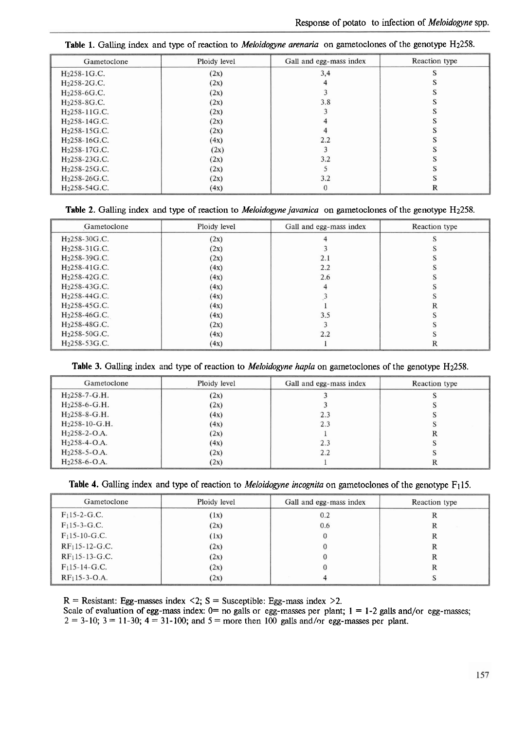**Table 1.** Galling index and type of reaction to *Meloidogyne arenaria* on gametoclones of the genotype $H_2258$.

| Gametoclone | Ploidy level | Gall and egg-mass index | Reaction type |
|---|---|---|---|
| $H_2258$-1G.C. | (2x) | 3,4 | S |
| $H_2258$-2G.C. | (2x) | 4 | S |
| $H_2258$-6G.C. | (2x) | 3 | S |
| $H_2258$-8G.C. | (2x) | 3.8 | S |
| $H_2258$-11G.C. | (2x) | 3 | S |
| $H_2258$-14G.C. | (2x) | 4 | S |
| $H_2258$-15G.C. | (2x) | 4 | S |
| $H_2258$-16G.C. | (4x) | 2.2 | S |
| $H_2258$-17G.C. | (2x) | 3 | S |
| $H_2258$-23G.C. | (2x) | 3.2 | S |
| $H_2258$-25G.C. | (2x) | 5 | S |
| $H_2258$-26G.C. | (2x) | 3.2 | S |
| $H_2258$-54G.C. | (4x) | 0 | R |

**Table 2.** Galling index and type of reaction to *Meloidogyne javanica* on gametoclones of the genotype $H_2258$.

| Gametoclone | Ploidy level | Gall and egg-mass index | Reaction type |
|---|---|---|---|
| $H_2258$-30G.C. | (2x) | 4 | S |
| $H_2258$-31G.C. | (2x) | 3 | S |
| $H_2258$-39G.C. | (2x) | 2.1 | S |
| $H_2258$-41G.C. | (4x) | 2.2 | S |
| $H_2258$-42G.C. | (4x) | 2.6 | S |
| $H_2258$-43G.C. | (4x) | 4 | S |
| $H_2258$-44G.C. | (4x) | 3 | S |
| $H_2258$-45G.C. | (4x) | 1 | R |
| $H_2258$-46G.C. | (4x) | 3.5 | S |
| $H_2258$-48G.C. | (2x) | 3 | S |
| $H_2258$-50G.C. | (4x) | 2.2 | S |
| $H_2258$-53G.C. | (4x) | 1 | R |

**Table 3.** Galling index and type of reaction to *Meloidogyne hapla* on gametoclones of the genotype $H_2258$.

| Gametoclone | Ploidy level | Gall and egg-mass index | Reaction type |
|---|---|---|---|
| $H_2258$-7-G.H. | (2x) | 3 | S |
| $H_2258$-6-G.H. | (2x) | 3 | S |
| $H_2258$-8-G.H. | (4x) | 2.3 | S |
| $H_2258$-10-G.H. | (4x) | 2.3 | S |
| $H_2258$-2-O.A. | (2x) | 1 | R |
| $H_2258$-4-O.A. | (4x) | 2.3 | S |
| $H_2258$-5-O.A. | (2x) | 2.2 | S |
| $H_2258$-6-O.A. | (2x) | 1 | R |

**Table 4.** Galling index and type of reaction to *Meloidogyne incognita* on gametoclones of the genotype $F_115$.

| Gametoclone | Ploidy level | Gall and egg-mass index | Reaction type |
|---|---|---|---|
| $F_115$-2-G.C. | (1x) | 0.2 | R |
| $F_115$-3-G.C. | (2x) | 0.6 | R |
| $F_115$-10-G.C. | (1x) | 0 | R |
| $RF_115$-12-G.C. | (2x) | 0 | R |
| $RF_115$-13-G.C. | (2x) | 0 | R |
| $F_115$-14-G.C. | (2x) | 0 | R |
| $RF_115$-3-O.A. | (2x) | 4 | S |

R = Resistant: Egg-masses index <2; S = Susceptible: Egg-mass index >2.
Scale of evaluation of egg-mass index: 0= no galls or egg-masses per plant; 1 = 1-2 galls and/or egg-masses; 2 = 3-10; 3 = 11-30; 4 = 31-100; and 5 = more then 100 galls and/or egg-masses per plant.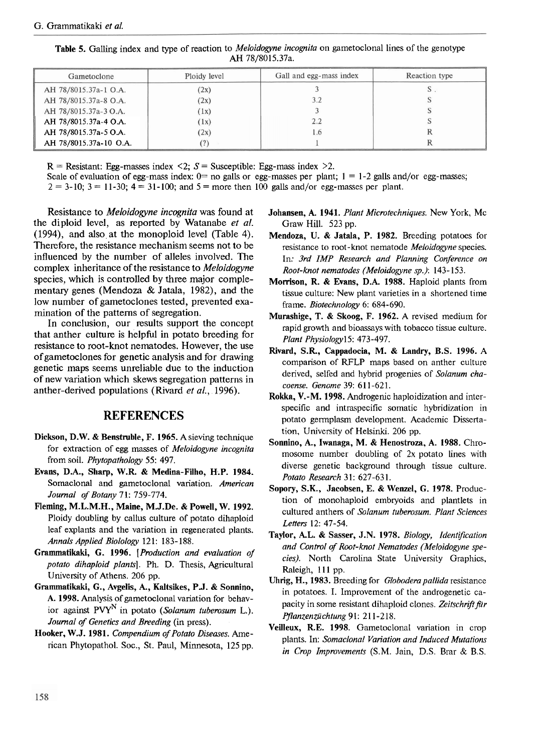**Table 5.** Galling index and type of reaction to *Meloidogyne incognita* on gametoclonal lines of the genotype AH 78/8015.37a.

| Gametoclone | Ploidy level | Gall and egg-mass index | Reaction type |
|---|---|---|---|
| AH 78/8015.37a-1 O.A. | (2x) | 3 | S . |
| AH 78/8015.37a-8 O.A. | (2x) | 3.2 | S |
| AH 78/8015.37a-3 O.A. | (1x) | 3 | S |
| AH 78/8015.37a-4 O.A. | (1x) | 2.2 | S |
| AH 78/8015.37a-5 O.A. | (2x) | 1.6 | R |
| AH 78/8015.37a-10 O.A. | (?) | 1 | R |

R = Resistant: Egg-masses index <2; *S* = Susceptible: Egg-mass index >2.
Scale of evaluation of egg-mass index: 0= no galls or egg-masses per plant; 1 = 1-2 galls and/or egg-masses; 2 = 3-10; 3 = 11-30; 4 = 31-100; and 5 = more then 100 galls and/or egg-masses per plant.

Resistance to *Meloidogyne incognita* was found at the diploid level, as reported by Watanabe *et al.* (1994), and also at the monoploid level (Table 4). Therefore, the resistance mechanism seems not to be influenced by the number of alleles involved. The complex inheritance of the resistance to *Meloidogyne* species, which is controlled by three major complementary genes (Mendoza & Jatala, 1982), and the low number of gametoclones tested, prevented examination of the patterns of segregation.

In conclusion, our results support the concept that anther culture is helpful in potato breeding for resistance to root-knot nematodes. However, the use of gametoclones for genetic analysis and for drawing genetic maps seems unreliable due to the induction of new variation which skews segregation patterns in anther-derived populations (Rivard *et al.*, 1996).

## REFERENCES

**Dickson, D.W. & Benstruble, F. 1965.** A sieving technique for extraction of egg masses of *Meloidogyne incognita* from soil. *Phytopathology* 55: 497.

**Evans, D.A., Sharp, W.R. & Medina-Filho, H.P. 1984.** Somaclonal and gametoclonal variation. *American Journal of Botany* 71: 759-774.

**Fleming, M.L.M.H., Maine, M.J.De. & Powell, W. 1992.** Ploidy doubling by callus culture of potato dihaploid leaf explants and the variation in regenerated plants. *Annals Applied Biolology* 121: 183-188.

**Grammatikaki, G. 1996.** [*Production and evaluation of potato dihaploid plants*]. Ph. D. Thesis, Agricultural University of Athens. 206 pp.

**Grammatikaki, G., Avgelis, A., Kaltsikes, P.J. & Sonnino, A. 1998.** Analysis of gametoclonal variation for behavior against $PVY^N$ in potato (*Solanum tuberosum* L.). *Journal of Genetics and Breeding* (in press).

**Hooker, W.J. 1981.** *Compendium of Potato Diseases.* American Phytopathol. Soc., St. Paul, Minnesota, 125 pp.

**Johansen, A. 1941.** *Plant Microtechniques.* New York, Mc Graw Hill. 523 pp.

**Mendoza, U. & Jatala, P. 1982.** Breeding potatoes for resistance to root-knot nematode *Meloidogyne* species. In: *3rd IMP Research and Planning Conference on Root-knot nematodes (Meloidogyne sp.)*: 143-153.

**Morrison, R. & Evans, D.A. 1988.** Haploid plants from tissue culture: New plant varieties in a shortened time frame. *Biotechnology* 6: 684-690.

**Murashige, T. & Skoog, F. 1962.** A revised medium for rapid growth and bioassays with tobacco tissue culture. *Plant Physiology*15: 473-497.

**Rivard, S.R., Cappadocia, M. & Landry, B.S. 1996.** A comparison of RFLP maps based on anther culture derived, selfed and hybrid progenies of *Solanum chacoense*. *Genome* 39: 611-621.

**Rokka, V.-M. 1998.** Androgenic haploidization and interspecific and intraspecific somatic hybridization in potato germplasm development. Academic Dissertation, University of Helsinki. 206 pp.

**Sonnino, A., Iwanaga, M. & Henostroza, A. 1988.** Chromosome number doubling of 2x potato lines with diverse genetic background through tissue culture. *Potato Research* 31: 627-631.

**Sopory, S.K., Jacobsen, E. & Wenzel, G. 1978.** Production of monohaploid embryoids and plantlets in cultured anthers of *Solanum tuberosum*. *Plant Sciences Letters* 12: 47-54.

**Taylor, A.L. & Sasser, J.N. 1978.** *Biology, Identification and Control of Root-knot Nematodes (Meloidogyne species).* North Carolina State University Graphics, Raleigh, 111 pp.

**Uhrig, H., 1983.** Breeding for *Globodera pallida* resistance in potatoes. I. Improvement of the androgenetic capacity in some resistant dihaploid clones. *Zeitschrift für Pflanzenzüchtung* 91: 211-218.

**Veilleux, R.E. 1998.** Gametoclonal variation in crop plants. In: *Somaclonal Variation and Induced Mutations in Crop Improvements* (S.M. Jain, D.S. Brar & B.S.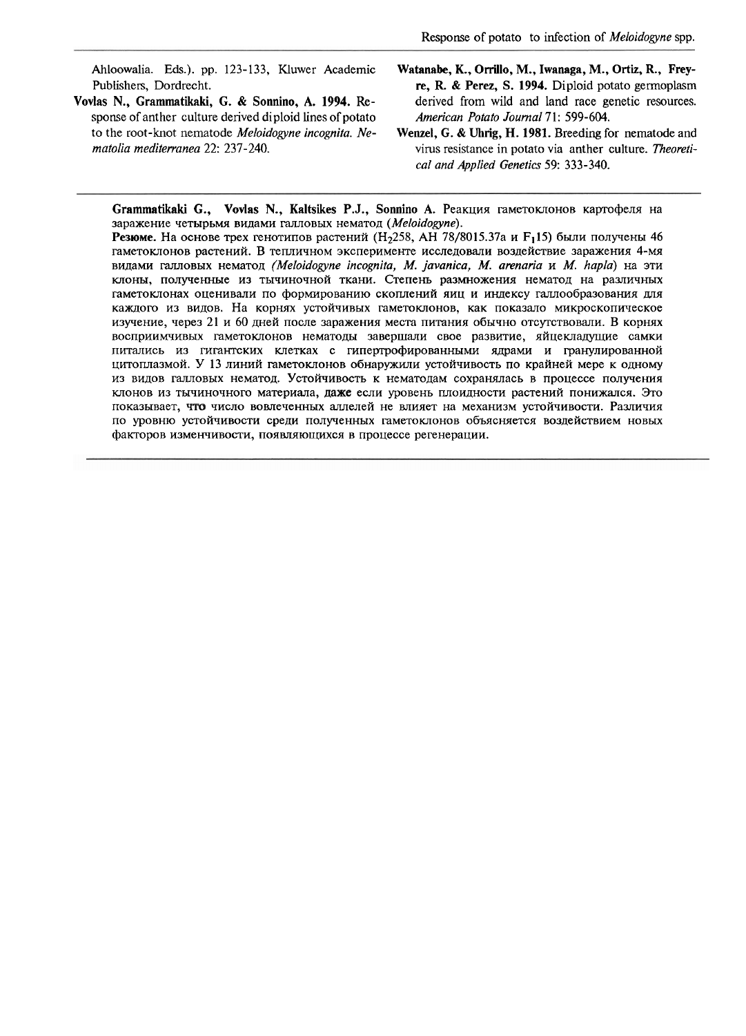Ahloowalia. Eds.). pp. 123-133, Kluwer Academic Publishers, Dordrecht.

**Vovlas N., Grammatikaki, G. & Sonnino, A. 1994.** Response of anther culture derived diploid lines of potato to the root-knot nematode *Meloidogyne incognita*. *Nematolia mediterranea* 22: 237-240.

**Watanabe, K., Orrillo, M., Iwanaga, M., Ortiz, R., Freyre, R. & Perez, S. 1994.** Diploid potato germoplasm derived from wild and land race genetic resources. *American Potato Journal* 71: 599-604.

**Wenzel, G. & Uhrig, H. 1981.** Breeding for nematode and virus resistance in potato via anther culture. *Theoretical and Applied Genetics* 59: 333-340.

---

**Grammatikaki G., Vovlas N., Kaltsikes P.J., Sonnino A.** Реакция гаметоклонов картофеля на заражение четырьмя видами галловых нематод (*Meloidogyne*).

**Резюме.** На основе трех генотипов растений ($H_2$258, AH 78/8015.37a и $F_1$15) были получены 46 гаметоклонов растений. В тепличном эксперименте исследовали воздействие заражения 4-мя видами галловых нематод *(Meloidogyne incognita, M. javanica, M. arenaria* и *M. hapla*) на эти клоны, полученные из тычиночной ткани. Степень размножения нематод на различных гаметоклонах оценивали по формированию скоплений яиц и индексу галлообразования для каждого из видов. На корнях устойчивых гаметоклонов, как показало микроскопическое изучение, через 21 и 60 дней после заражения места питания обычно отсутствовали. В корнях восприимчивых гаметоклонов нематоды завершали свое развитие, яйцекладущие самки питались из гигантских клетках с гипертрофированными ядрами и гранулированной цитоплазмой. У 13 линий гаметоклонов обнаружили устойчивость по крайней мере к одному из видов галловых нематод. Устойчивость к нематодам сохранялась в процессе получения клонов из тычиночного материала, **даже** если уровень плоидности растений понижался. Это показывает, **что** число вовлеченных аллелей не влияет на механизм устойчивости. Различия по уровню устойчивости среди полученных гаметоклонов объясняется воздействием новых факторов изменчивости, появляющихся в процессе регенерации.